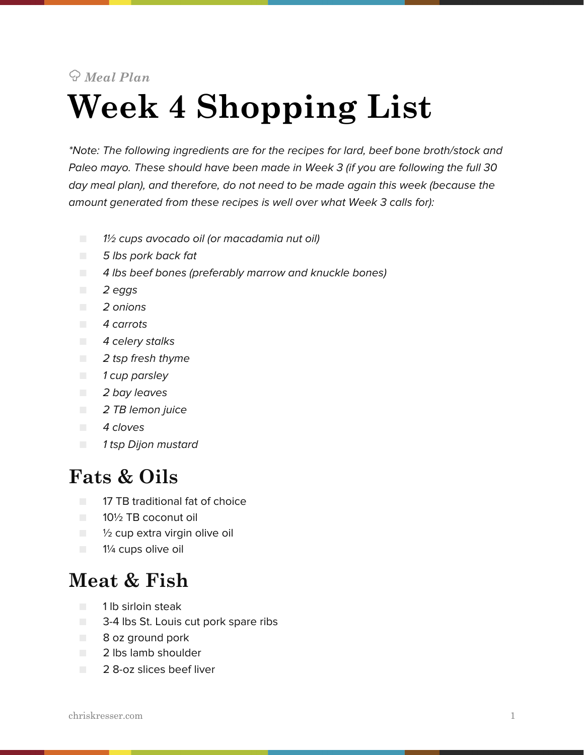*Meal Plan*

# Week 4 Shopping List

*\*Note: The following ingredients are for the recipes for lard, beef bone broth/stock and Paleo mayo. These should have been made in Week 3 (if you are following the full 30 day meal plan), and therefore, do not need to be made again this week (because the amount generated from these recipes is well over what Week 3 calls for):*

- *1½ cups avocado oil (or macadamia nut oil)*
- *5 lbs pork back fat*
- *4 lbs beef bones (preferably marrow and knuckle bones)*
- *2 eggs*
- *2 onions*
- *4 carrots*
- *4 celery stalks*
- *2 tsp fresh thyme*
- *1 cup parsley*
- *2 bay leaves*
- *2 TB lemon juice*
- *4 cloves*
- *1 tsp Dijon mustard*

## Fats & Oils

- 17 TB traditional fat of choice
- 10½ TB coconut oil
- ½ cup extra virgin olive oil
- 1¼ cups olive oil

## Meat & Fish

- 1 lb sirloin steak
- 3-4 lbs St. Louis cut pork spare ribs
- 8 oz ground pork
- 2 lbs lamb shoulder
- 2 8-oz slices beef liver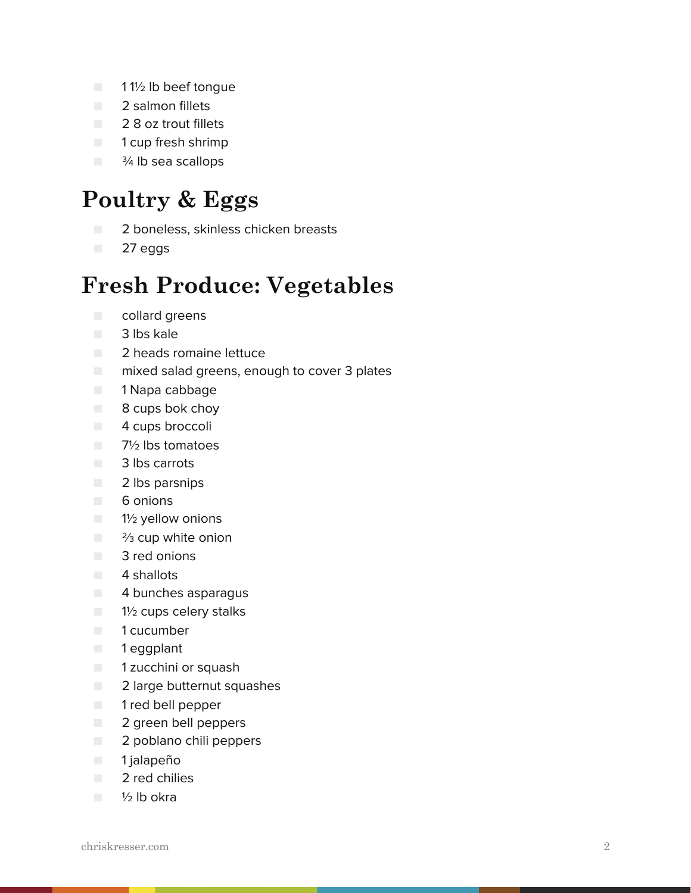- 1 1½ lb beef tongue
- 2 salmon fillets
- 2 8 oz trout fillets
- 1 cup fresh shrimp
- ¾ lb sea scallops

## Poultry & Eggs

- 2 boneless, skinless chicken breasts
- 27 eggs

## Fresh Produce: Vegetables

- collard greens
- 3 lbs kale
- 2 heads romaine lettuce
- mixed salad greens, enough to cover 3 plates
- 1 Napa cabbage
- 8 cups bok choy
- 4 cups broccoli
- 7½ lbs tomatoes
- 3 lbs carrots
- 2 lbs parsnips
- 6 onions
- 1½ yellow onions
- ⅔ cup white onion
- 3 red onions
- 4 shallots
- 4 bunches asparagus
- 1½ cups celery stalks
- 1 cucumber
- 1 eggplant
- 1 zucchini or squash
- 2 large butternut squashes
- 1 red bell pepper
- 2 green bell peppers
- 2 poblano chili peppers
- 1 jalapeño
- 2 red chilies
- ½ lb okra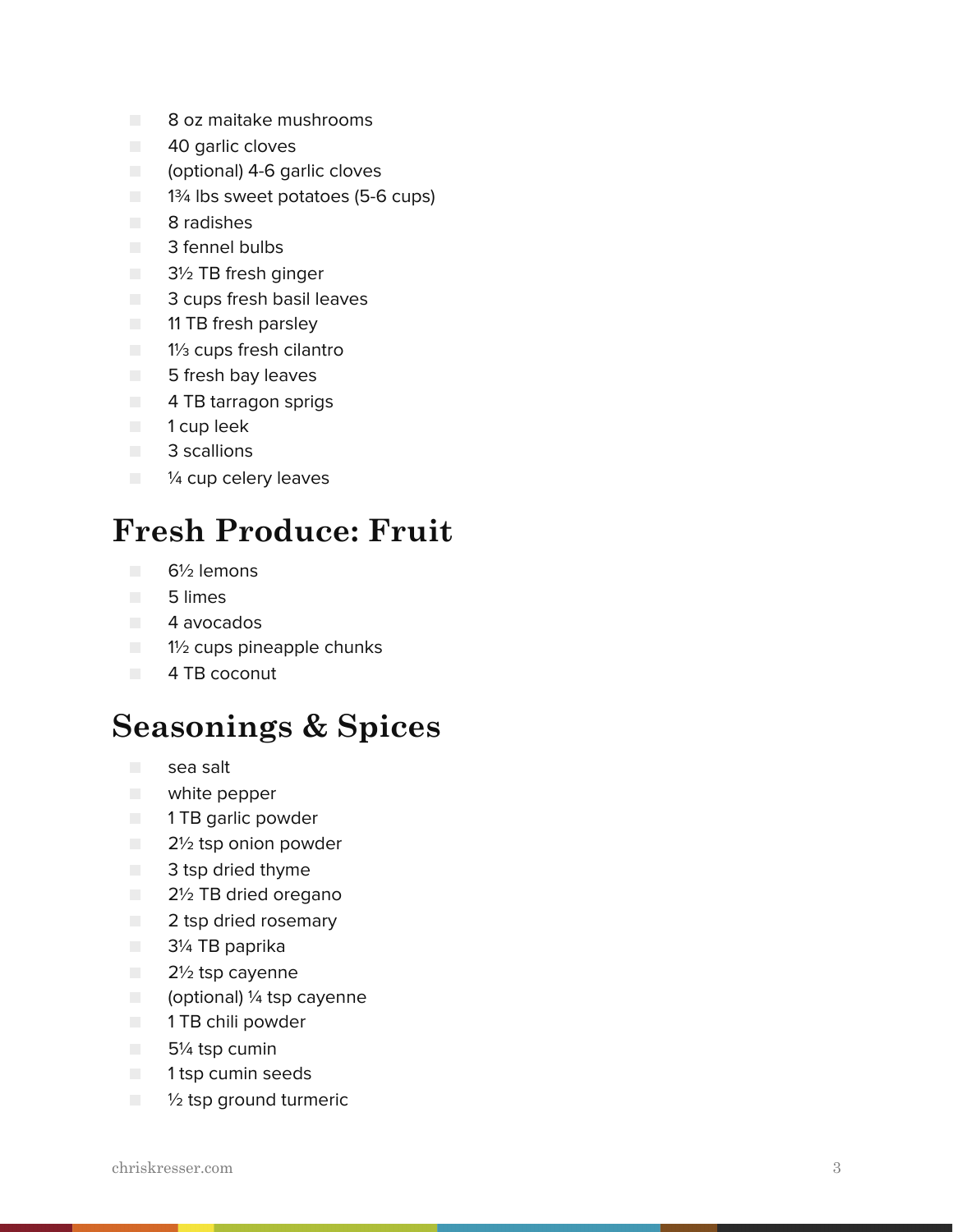- 8 oz maitake mushrooms
- 40 garlic cloves
- (optional) 4-6 garlic cloves
- 1¾ lbs sweet potatoes (5-6 cups)
- 8 radishes
- 3 fennel bulbs
- 3½ TB fresh ginger
- 3 cups fresh basil leaves
- 11 TB fresh parsley
- 1⅓ cups fresh cilantro
- 5 fresh bay leaves
- 4 TB tarragon sprigs
- 1 cup leek
- 3 scallions
- ¼ cup celery leaves

## Fresh Produce: Fruit

- 6½ lemons
- 5 limes
- 4 avocados
- 1½ cups pineapple chunks
- 4 TB coconut

## Seasonings & Spices

- sea salt
- white pepper
- 1 TB garlic powder
- 2½ tsp onion powder
- 3 tsp dried thyme
- 2½ TB dried oregano
- 2 tsp dried rosemary
- 3¼ TB paprika
- 2½ tsp cayenne
- (optional) ¼ tsp cayenne
- 1 TB chili powder
- 5¼ tsp cumin
- 1 tsp cumin seeds
- ½ tsp ground turmeric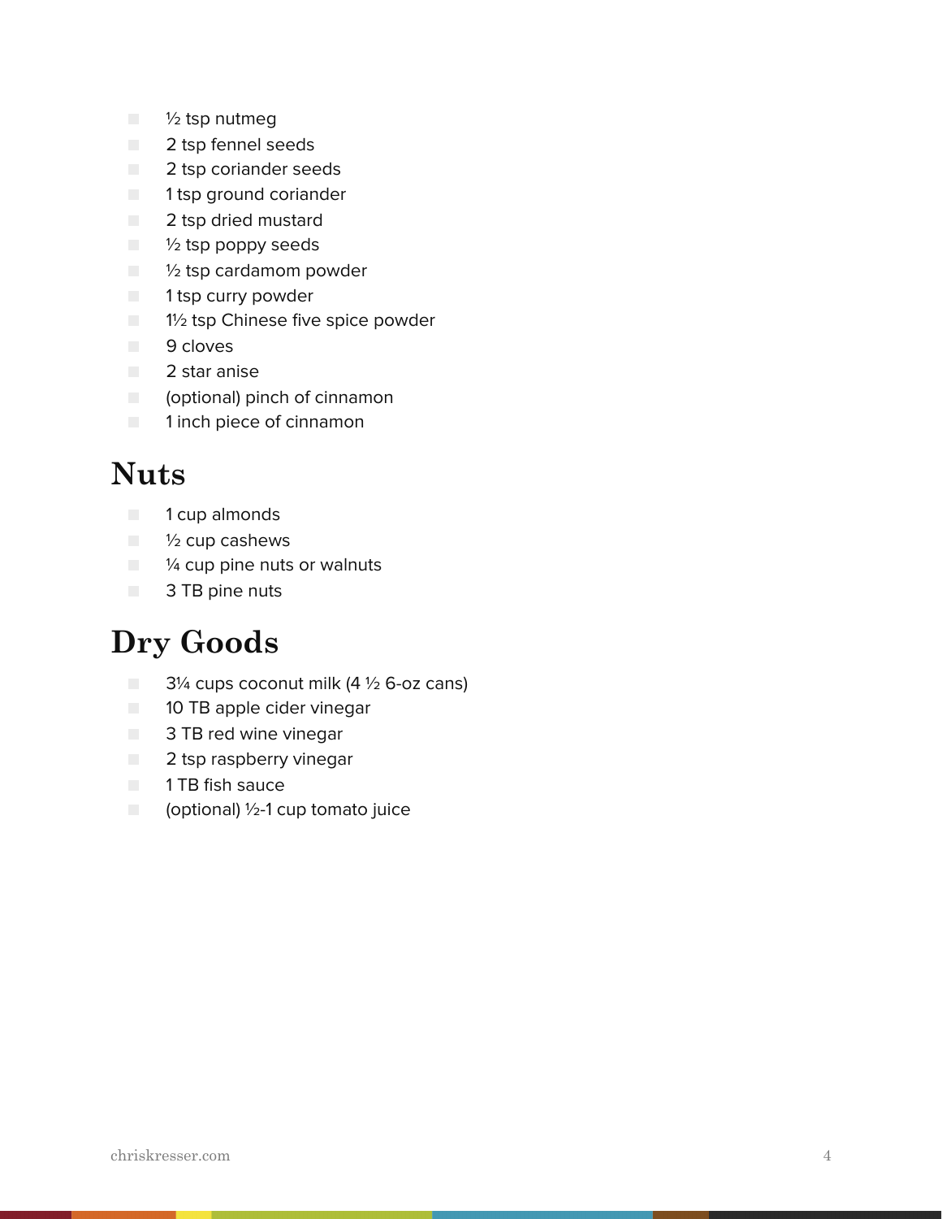- ½ tsp nutmeg
- 2 tsp fennel seeds
- 2 tsp coriander seeds
- 1 tsp ground coriander
- 2 tsp dried mustard
- ½ tsp poppy seeds
- ½ tsp cardamom powder
- 1 tsp curry powder
- 1½ tsp Chinese five spice powder
- 9 cloves
- 2 star anise
- (optional) pinch of cinnamon
- 1 inch piece of cinnamon

# Nuts

- 1 cup almonds
- ½ cup cashews
- ¼ cup pine nuts or walnuts
- 3 TB pine nuts

# Dry Goods

- 3¼ cups coconut milk (4 ½ 6-oz cans)
- 10 TB apple cider vinegar
- 3 TB red wine vinegar
- 2 tsp raspberry vinegar
- 1 TB fish sauce
- (optional) ½-1 cup tomato juice